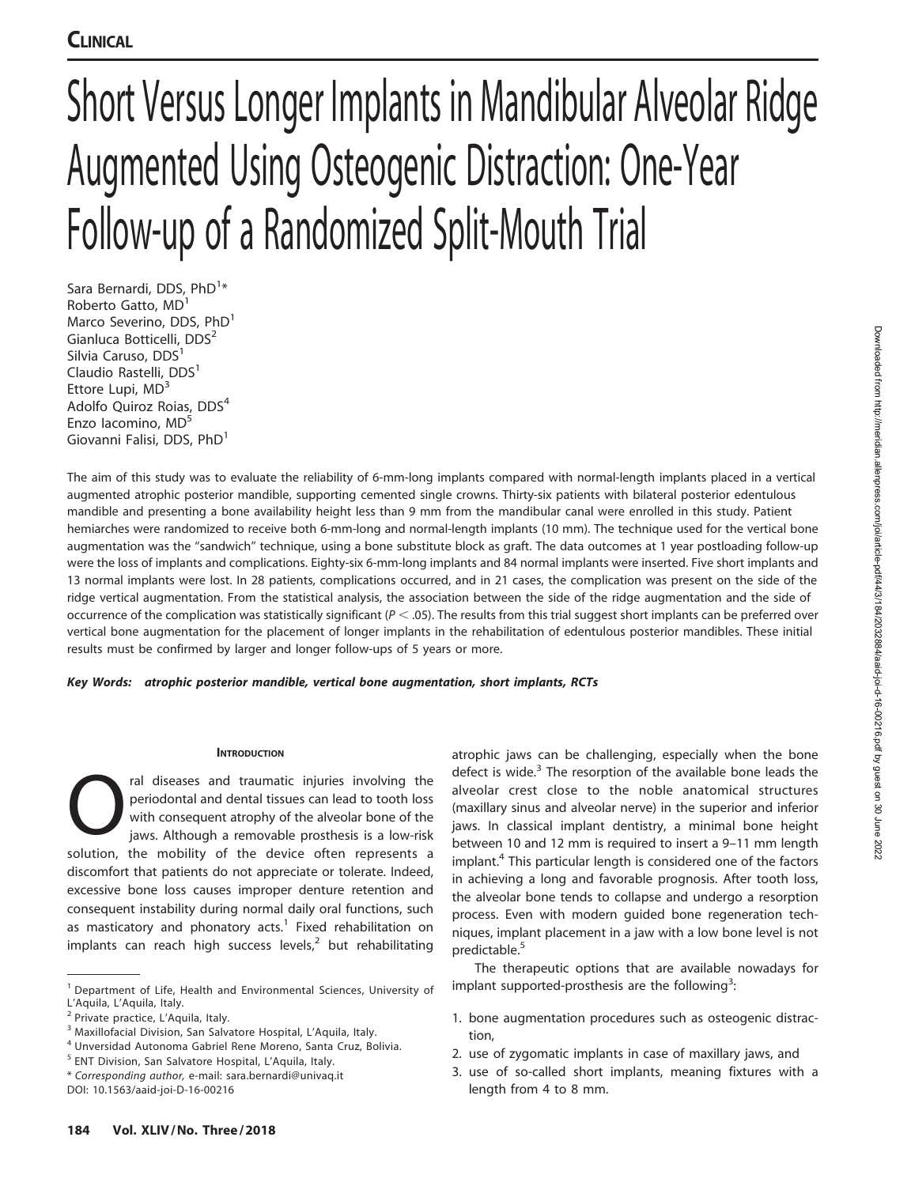# Short Versus Longer Implants in Mandibular Alveolar Ridge Augmented Using Osteogenic Distraction: One-Year Follow-up of a Randomized Split-Mouth Trial

Sara Bernardi, DDS, PhD[1]*
Roberto Gatto, MD[1]
Marco Severino, DDS, PhD[1]
Gianluca Botticelli, DDS[2]
Silvia Caruso, DDS[1]
Claudio Rastelli, DDS[1]
Ettore Lupi, MD[3]
Adolfo Quiroz Roias, DDS[4]
Enzo Iacomino, MD[5]
Giovanni Falisi, DDS, PhD[1]

The aim of this study was to evaluate the reliability of 6-mm-long implants compared with normal-length implants placed in a vertical augmented atrophic posterior mandible, supporting cemented single crowns. Thirty-six patients with bilateral posterior edentulous mandible and presenting a bone availability height less than 9 mm from the mandibular canal were enrolled in this study. Patient hemiarches were randomized to receive both 6-mm-long and normal-length implants (10 mm). The technique used for the vertical bone augmentation was the "sandwich" technique, using a bone substitute block as graft. The data outcomes at 1 year postloading follow-up were the loss of implants and complications. Eighty-six 6-mm-long implants and 84 normal implants were inserted. Five short implants and 13 normal implants were lost. In 28 patients, complications occurred, and in 21 cases, the complication was present on the side of the ridge vertical augmentation. From the statistical analysis, the association between the side of the ridge augmentation and the side of occurrence of the complication was statistically significant ($P < .05$). The results from this trial suggest short implants can be preferred over vertical bone augmentation for the placement of longer implants in the rehabilitation of edentulous posterior mandibles. These initial results must be confirmed by larger and longer follow-ups of 5 years or more.

***Key Words:*** ***atrophic posterior mandible, vertical bone augmentation, short implants, RCTs***

## Introduction

Oral diseases and traumatic injuries involving the periodontal and dental tissues can lead to tooth loss with consequent atrophy of the alveolar bone of the jaws. Although a removable prosthesis is a low-risk solution, the mobility of the device often represents a discomfort that patients do not appreciate or tolerate. Indeed, excessive bone loss causes improper denture retention and consequent instability during normal daily oral functions, such as masticatory and phonatory acts.[1] Fixed rehabilitation on implants can reach high success levels,[2] but rehabilitating atrophic jaws can be challenging, especially when the bone defect is wide.[3] The resorption of the available bone leads the alveolar crest close to the noble anatomical structures (maxillary sinus and alveolar nerve) in the superior and inferior jaws. In classical implant dentistry, a minimal bone height between 10 and 12 mm is required to insert a 9–11 mm length implant.[4] This particular length is considered one of the factors in achieving a long and favorable prognosis. After tooth loss, the alveolar bone tends to collapse and undergo a resorption process. Even with modern guided bone regeneration techniques, implant placement in a jaw with a low bone level is not predictable.[5]

The therapeutic options that are available nowadays for implant supported-prosthesis are the following[3]:

1. bone augmentation procedures such as osteogenic distraction,
2. use of zygomatic implants in case of maxillary jaws, and
3. use of so-called short implants, meaning fixtures with a length from 4 to 8 mm.

---

[1] Department of Life, Health and Environmental Sciences, University of L'Aquila, L'Aquila, Italy.
[2] Private practice, L'Aquila, Italy.
[3] Maxillofacial Division, San Salvatore Hospital, L'Aquila, Italy.
[4] Unversidad Autonoma Gabriel Rene Moreno, Santa Cruz, Bolivia.
[5] ENT Division, San Salvatore Hospital, L'Aquila, Italy.
\* *Corresponding author*, e-mail: sara.bernardi@univaq.it
DOI: 10.1563/aaid-joi-D-16-00216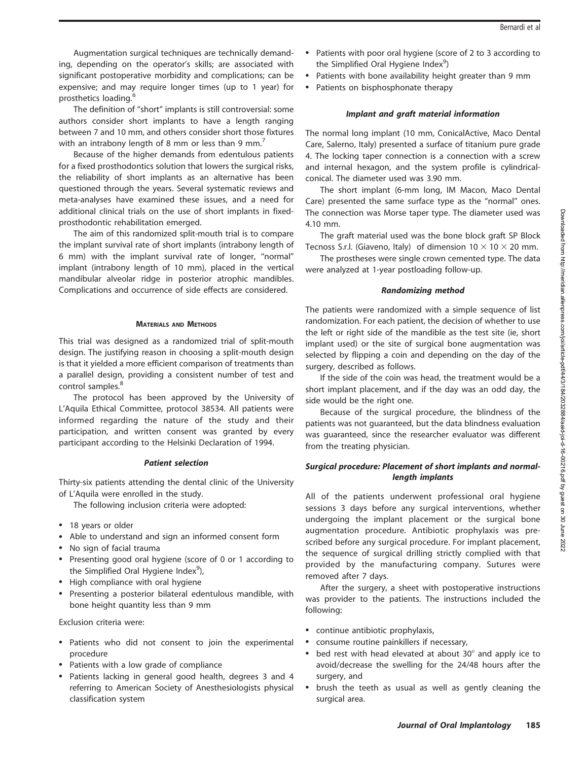Augmentation surgical techniques are technically demanding, depending on the operator's skills; are associated with significant postoperative morbidity and complications; can be expensive; and may require longer times (up to 1 year) for prosthetics loading.[6]

The definition of "short" implants is still controversial: some authors consider short implants to have a length ranging between 7 and 10 mm, and others consider short those fixtures with an intrabony length of 8 mm or less than 9 mm.[7]

Because of the higher demands from edentulous patients for a fixed prosthodontics solution that lowers the surgical risks, the reliability of short implants as an alternative has been questioned through the years. Several systematic reviews and meta-analyses have examined these issues, and a need for additional clinical trials on the use of short implants in fixed-prosthodontic rehabilitation emerged.

The aim of this randomized split-mouth trial is to compare the implant survival rate of short implants (intrabony length of 6 mm) with the implant survival rate of longer, "normal" implant (intrabony length of 10 mm), placed in the vertical mandibular alveolar ridge in posterior atrophic mandibles. Complications and occurrence of side effects are considered.

## Materials and Methods

This trial was designed as a randomized trial of split-mouth design. The justifying reason in choosing a split-mouth design is that it yielded a more efficient comparison of treatments than a parallel design, providing a consistent number of test and control samples.[8]

The protocol has been approved by the University of L'Aquila Ethical Committee, protocol 38534. All patients were informed regarding the nature of the study and their participation, and written consent was granted by every participant according to the Helsinki Declaration of 1994.

### *Patient selection*

Thirty-six patients attending the dental clinic of the University of L'Aquila were enrolled in the study.

The following inclusion criteria were adopted:

- 18 years or older
- Able to understand and sign an informed consent form
- No sign of facial trauma
- Presenting good oral hygiene (score of 0 or 1 according to the Simplified Oral Hygiene Index[9]),
- High compliance with oral hygiene
- Presenting a posterior bilateral edentulous mandible, with bone height quantity less than 9 mm

Exclusion criteria were:

- Patients who did not consent to join the experimental procedure
- Patients with a low grade of compliance
- Patients lacking in general good health, degrees 3 and 4 referring to American Society of Anesthesiologists physical classification system
- Patients with poor oral hygiene (score of 2 to 3 according to the Simplified Oral Hygiene Index[9])
- Patients with bone availability height greater than 9 mm
- Patients on bisphosphonate therapy

### *Implant and graft material information*

The normal long implant (10 mm, ConicalActive, Maco Dental Care, Salerno, Italy) presented a surface of titanium pure grade 4. The locking taper connection is a connection with a screw and internal hexagon, and the system profile is cylindrical-conical. The diameter used was 3.90 mm.

The short implant (6-mm long, IM Macon, Maco Dental Care) presented the same surface type as the "normal" ones. The connection was Morse taper type. The diameter used was 4.10 mm.

The graft material used was the bone block graft SP Block Tecnoss S.r.l. (Giaveno, Italy) of dimension $10 \times 10 \times 20$ mm.

The prostheses were single crown cemented type. The data were analyzed at 1-year postloading follow-up.

### *Randomizing method*

The patients were randomized with a simple sequence of list randomization. For each patient, the decision of whether to use the left or right side of the mandible as the test site (ie, short implant used) or the site of surgical bone augmentation was selected by flipping a coin and depending on the day of the surgery, described as follows.

If the side of the coin was head, the treatment would be a short implant placement, and if the day was an odd day, the side would be the right one.

Because of the surgical procedure, the blindness of the patients was not guaranteed, but the data blindness evaluation was guaranteed, since the researcher evaluator was different from the treating physician.

### *Surgical procedure: Placement of short implants and normal-length implants*

All of the patients underwent professional oral hygiene sessions 3 days before any surgical interventions, whether undergoing the implant placement or the surgical bone augmentation procedure. Antibiotic prophylaxis was prescribed before any surgical procedure. For implant placement, the sequence of surgical drilling strictly complied with that provided by the manufacturing company. Sutures were removed after 7 days.

After the surgery, a sheet with postoperative instructions was provider to the patients. The instructions included the following:

- continue antibiotic prophylaxis,
- consume routine painkillers if necessary,
- bed rest with head elevated at about 30° and apply ice to avoid/decrease the swelling for the 24/48 hours after the surgery, and
- brush the teeth as usual as well as gently cleaning the surgical area.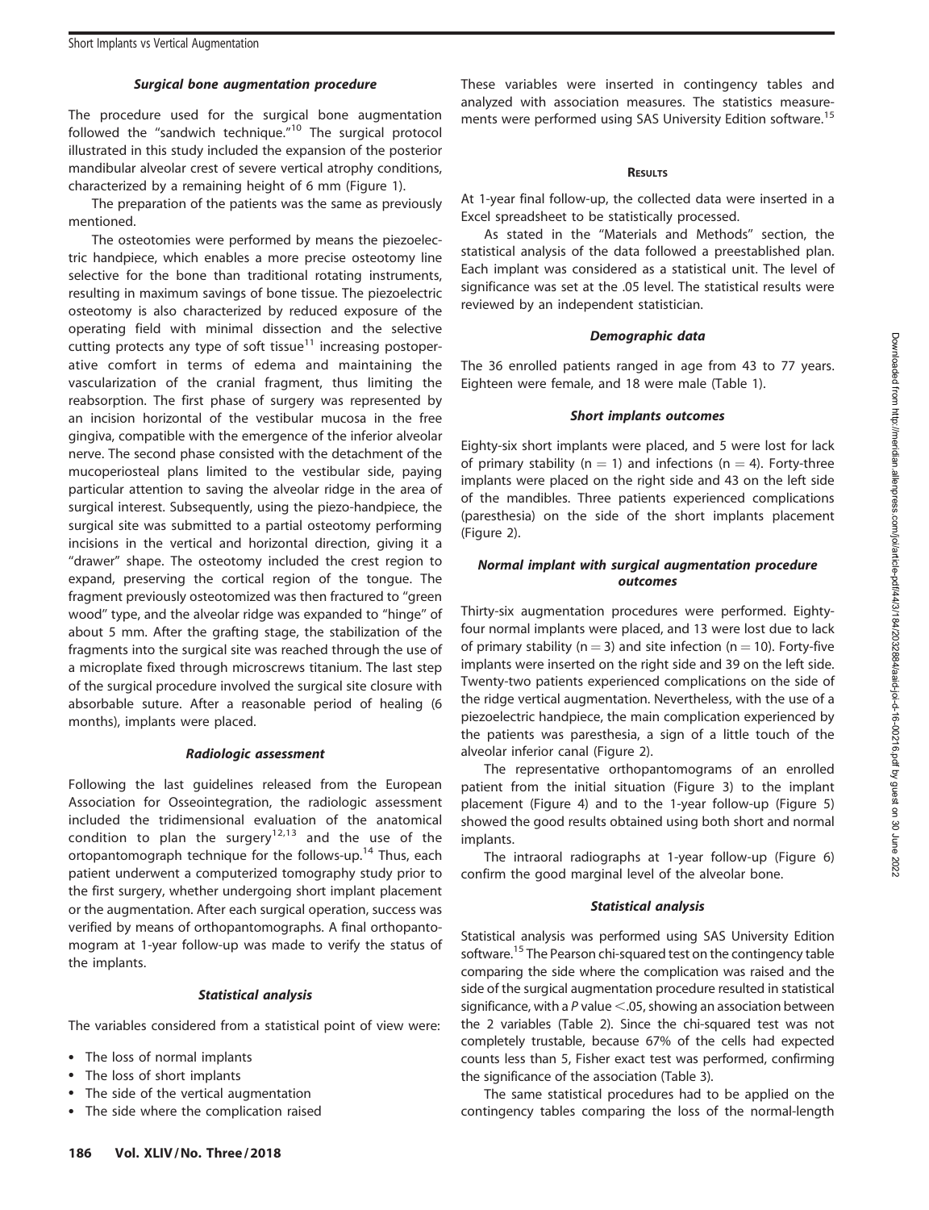#### Surgical bone augmentation procedure

The procedure used for the surgical bone augmentation followed the "sandwich technique."[10] The surgical protocol illustrated in this study included the expansion of the posterior mandibular alveolar crest of severe vertical atrophy conditions, characterized by a remaining height of 6 mm (Figure 1).

The preparation of the patients was the same as previously mentioned.

The osteotomies were performed by means the piezoelectric handpiece, which enables a more precise osteotomy line selective for the bone than traditional rotating instruments, resulting in maximum savings of bone tissue. The piezoelectric osteotomy is also characterized by reduced exposure of the operating field with minimal dissection and the selective cutting protects any type of soft tissue[11] increasing postoperative comfort in terms of edema and maintaining the vascularization of the cranial fragment, thus limiting the reabsorption. The first phase of surgery was represented by an incision horizontal of the vestibular mucosa in the free gingiva, compatible with the emergence of the inferior alveolar nerve. The second phase consisted with the detachment of the mucoperiosteal plans limited to the vestibular side, paying particular attention to saving the alveolar ridge in the area of surgical interest. Subsequently, using the piezo-handpiece, the surgical site was submitted to a partial osteotomy performing incisions in the vertical and horizontal direction, giving it a "drawer" shape. The osteotomy included the crest region to expand, preserving the cortical region of the tongue. The fragment previously osteotomized was then fractured to "green wood" type, and the alveolar ridge was expanded to "hinge" of about 5 mm. After the grafting stage, the stabilization of the fragments into the surgical site was reached through the use of a microplate fixed through microscrews titanium. The last step of the surgical procedure involved the surgical site closure with absorbable suture. After a reasonable period of healing (6 months), implants were placed.

#### Radiologic assessment

Following the last guidelines released from the European Association for Osseointegration, the radiologic assessment included the tridimensional evaluation of the anatomical condition to plan the surgery[12,13] and the use of the ortopantomograph technique for the follows-up.[14] Thus, each patient underwent a computerized tomography study prior to the first surgery, whether undergoing short implant placement or the augmentation. After each surgical operation, success was verified by means of orthopantomographs. A final orthopantomogram at 1-year follow-up was made to verify the status of the implants.

#### Statistical analysis

The variables considered from a statistical point of view were:

- The loss of normal implants
- The loss of short implants
- The side of the vertical augmentation
- The side where the complication raised

These variables were inserted in contingency tables and analyzed with association measures. The statistics measurements were performed using SAS University Edition software.[15]

## Results

At 1-year final follow-up, the collected data were inserted in a Excel spreadsheet to be statistically processed.

As stated in the "Materials and Methods" section, the statistical analysis of the data followed a preestablished plan. Each implant was considered as a statistical unit. The level of significance was set at the .05 level. The statistical results were reviewed by an independent statistician.

#### Demographic data

The 36 enrolled patients ranged in age from 43 to 77 years. Eighteen were female, and 18 were male (Table 1).

#### Short implants outcomes

Eighty-six short implants were placed, and 5 were lost for lack of primary stability ($n = 1$) and infections ($n = 4$). Forty-three implants were placed on the right side and 43 on the left side of the mandibles. Three patients experienced complications (paresthesia) on the side of the short implants placement (Figure 2).

#### Normal implant with surgical augmentation procedure outcomes

Thirty-six augmentation procedures were performed. Eighty-four normal implants were placed, and 13 were lost due to lack of primary stability ($n = 3$) and site infection ($n = 10$). Forty-five implants were inserted on the right side and 39 on the left side. Twenty-two patients experienced complications on the side of the ridge vertical augmentation. Nevertheless, with the use of a piezoelectric handpiece, the main complication experienced by the patients was paresthesia, a sign of a little touch of the alveolar inferior canal (Figure 2).

The representative orthopantomograms of an enrolled patient from the initial situation (Figure 3) to the implant placement (Figure 4) and to the 1-year follow-up (Figure 5) showed the good results obtained using both short and normal implants.

The intraoral radiographs at 1-year follow-up (Figure 6) confirm the good marginal level of the alveolar bone.

#### Statistical analysis

Statistical analysis was performed using SAS University Edition software.[15] The Pearson chi-squared test on the contingency table comparing the side where the complication was raised and the side of the surgical augmentation procedure resulted in statistical significance, with a $P$ value $<.05$, showing an association between the 2 variables (Table 2). Since the chi-squared test was not completely trustable, because 67% of the cells had expected counts less than 5, Fisher exact test was performed, confirming the significance of the association (Table 3).

The same statistical procedures had to be applied on the contingency tables comparing the loss of the normal-length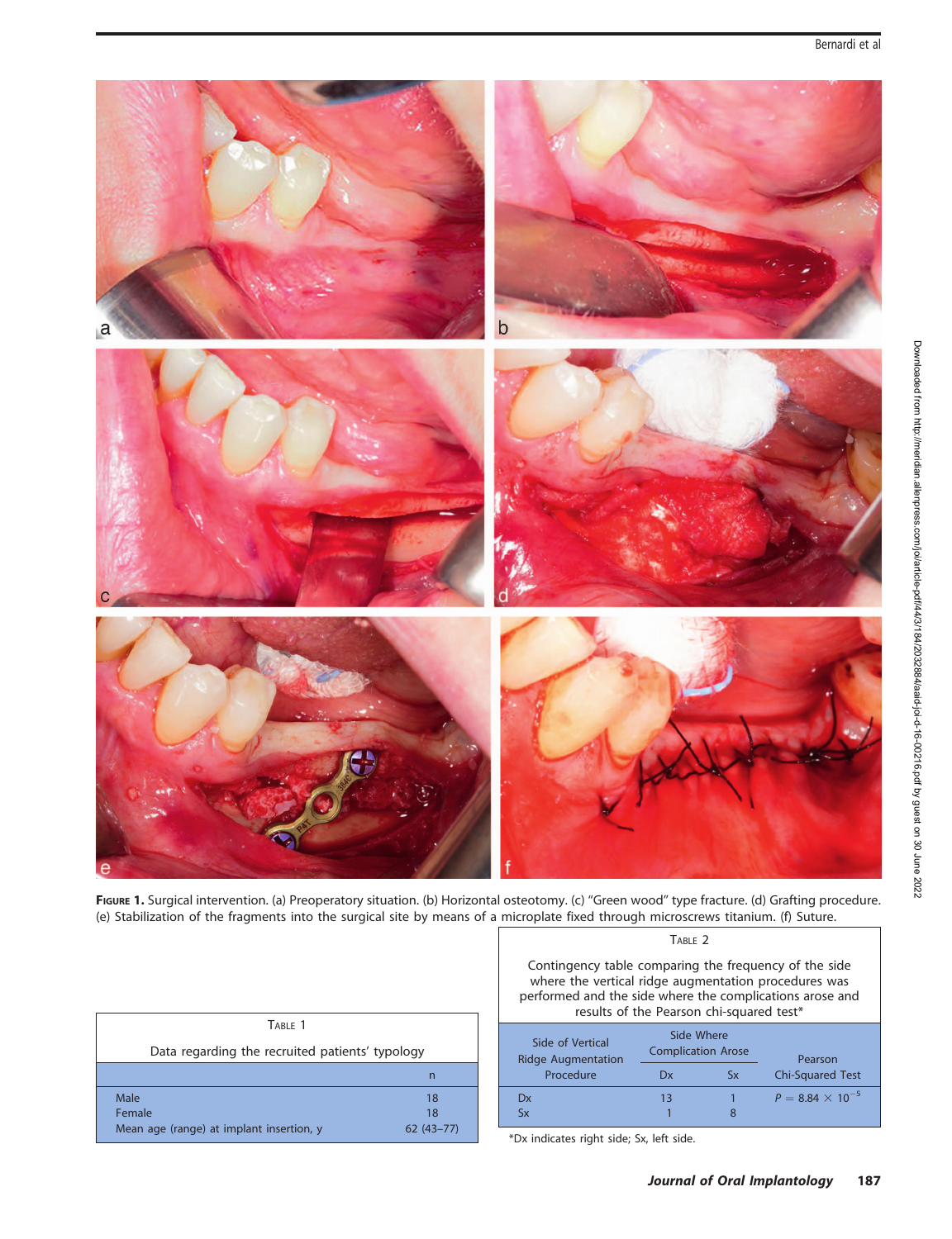**Figure 1.** Surgical intervention. (a) Preoperatory situation. (b) Horizontal osteotomy. (c) "Green wood" type fracture. (d) Grafting procedure. (e) Stabilization of the fragments into the surgical site by means of a microplate fixed through microscrews titanium. (f) Suture.

**Table 1**

Data regarding the recruited patients' typology

| | n |
|---|---|
| Male | 18 |
| Female | 18 |
| Mean age (range) at implant insertion, y | 62 (43–77) |

**Table 2**

Contingency table comparing the frequency of the side where the vertical ridge augmentation procedures was performed and the side where the complications arose and results of the Pearson chi-squared test*

| Side of Vertical Ridge Augmentation Procedure | Side Where Complication Arose | | Pearson Chi-Squared Test |
|---|---|---|---|
| | Dx | Sx | |
| Dx | 13 | 1 | $P = 8.84 \times 10^{-5}$ |
| Sx | 1 | 8 | |

*Dx indicates right side; Sx, left side.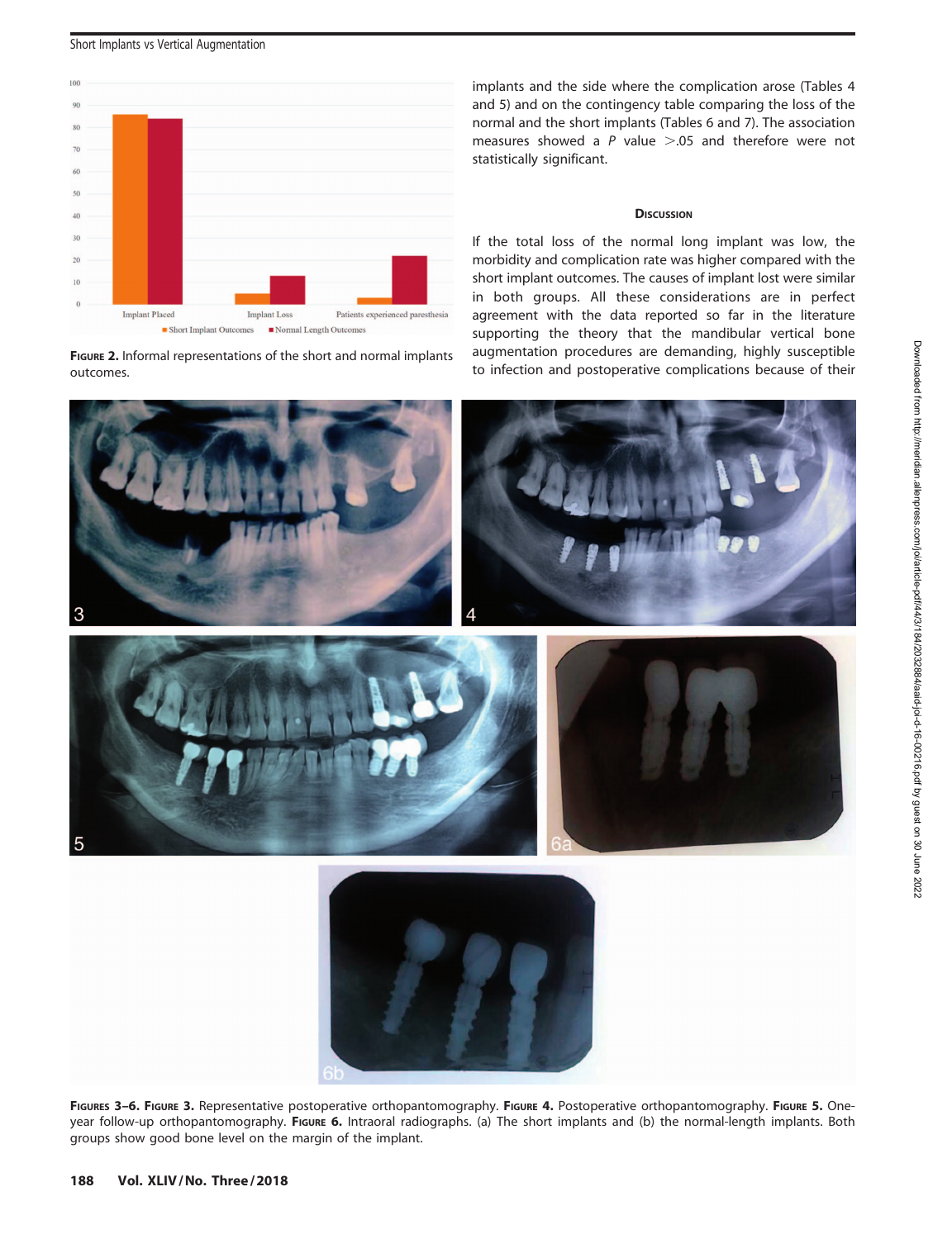FIGURE 2. Informal representations of the short and normal implants outcomes.

implants and the side where the complication arose (Tables 4 and 5) and on the contingency table comparing the loss of the normal and the short implants (Tables 6 and 7). The association measures showed a $P$ value $>.05$ and therefore were not statistically significant.

## Discussion

If the total loss of the normal long implant was low, the morbidity and complication rate was higher compared with the short implant outcomes. The causes of implant lost were similar in both groups. All these considerations are in perfect agreement with the data reported so far in the literature supporting the theory that the mandibular vertical bone augmentation procedures are demanding, highly susceptible to infection and postoperative complications because of their

FIGURES 3–6. FIGURE 3. Representative postoperative orthopantomography. FIGURE 4. Postoperative orthopantomography. FIGURE 5. One-year follow-up orthopantomography. FIGURE 6. Intraoral radiographs. (a) The short implants and (b) the normal-length implants. Both groups show good bone level on the margin of the implant.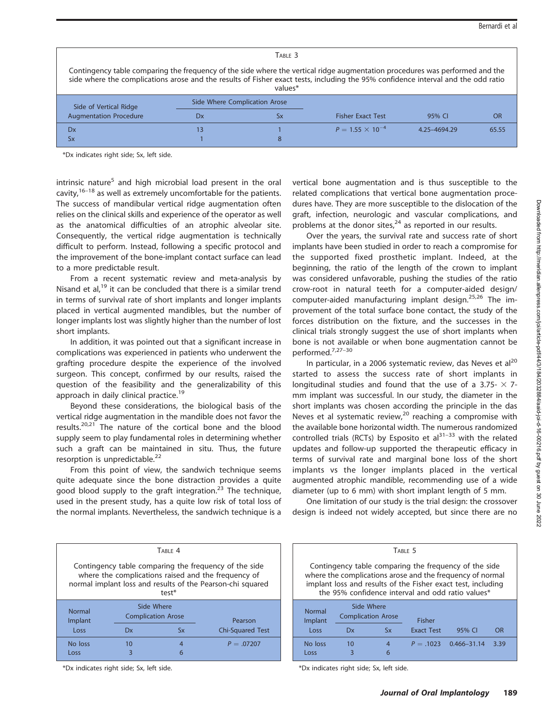TABLE 3

Contingency table comparing the frequency of the side where the vertical ridge augmentation procedures was performed and the side where the complications arose and the results of Fisher exact tests, including the 95% confidence interval and the odd ratio values*

| Side of Vertical Ridge Augmentation Procedure | Side Where Complication Arose | | Fisher Exact Test | 95% CI | OR |
|---|---|---|---|---|---|
| | Dx | Sx | | | |
| Dx | 13 | 1 | $P = 1.55 \times 10^{-4}$ | 4.25–4694.29 | 65.55 |
| Sx | 1 | 8 | | | |

*Dx indicates right side; Sx, left side.

intrinsic nature[5] and high microbial load present in the oral cavity,[16–18] as well as extremely uncomfortable for the patients. The success of mandibular vertical ridge augmentation often relies on the clinical skills and experience of the operator as well as the anatomical difficulties of an atrophic alveolar site. Consequently, the vertical ridge augmentation is technically difficult to perform. Instead, following a specific protocol and the improvement of the bone-implant contact surface can lead to a more predictable result.

From a recent systematic review and meta-analysis by Nisand et al,[19] it can be concluded that there is a similar trend in terms of survival rate of short implants and longer implants placed in vertical augmented mandibles, but the number of longer implants lost was slightly higher than the number of lost short implants.

In addition, it was pointed out that a significant increase in complications was experienced in patients who underwent the grafting procedure despite the experience of the involved surgeon. This concept, confirmed by our results, raised the question of the feasibility and the generalizability of this approach in daily clinical practice.[19]

Beyond these considerations, the biological basis of the vertical ridge augmentation in the mandible does not favor the results.[20,21] The nature of the cortical bone and the blood supply seem to play fundamental roles in determining whether such a graft can be maintained in situ. Thus, the future resorption is unpredictable.[22]

From this point of view, the sandwich technique seems quite adequate since the bone distraction provides a quite good blood supply to the graft integration.[23] The technique, used in the present study, has a quite low risk of total loss of the normal implants. Nevertheless, the sandwich technique is a vertical bone augmentation and is thus susceptible to the related complications that vertical bone augmentation procedures have. They are more susceptible to the dislocation of the graft, infection, neurologic and vascular complications, and problems at the donor sites,[24] as reported in our results.

Over the years, the survival rate and success rate of short implants have been studied in order to reach a compromise for the supported fixed prosthetic implant. Indeed, at the beginning, the ratio of the length of the crown to implant was considered unfavorable, pushing the studies of the ratio crow-root in natural teeth for a computer-aided design/computer-aided manufacturing implant design.[25,26] The improvement of the total surface bone contact, the study of the forces distribution on the fixture, and the successes in the clinical trials strongly suggest the use of short implants when bone is not available or when bone augmentation cannot be performed.[7,27–30]

In particular, in a 2006 systematic review, das Neves et al[20] started to assess the success rate of short implants in longitudinal studies and found that the use of a 3.75- × 7-mm implant was successful. In our study, the diameter in the short implants was chosen according the principle in the das Neves et al systematic review,[20] reaching a compromise with the available bone horizontal width. The numerous randomized controlled trials (RCTs) by Esposito et al[31–33] with the related updates and follow-up supported the therapeutic efficacy in terms of survival rate and marginal bone loss of the short implants vs the longer implants placed in the vertical augmented atrophic mandible, recommending use of a wide diameter (up to 6 mm) with short implant length of 5 mm.

One limitation of our study is the trial design: the crossover design is indeed not widely accepted, but since there are no

TABLE 4

Contingency table comparing the frequency of the side where the complications raised and the frequency of normal implant loss and results of the Pearson-chi squared test*

| Normal Implant Loss | Side Where Complication Arose | | Pearson Chi-Squared Test |
|---|---|---|---|
| | Dx | Sx | |
| No loss | 10 | 4 | $P = .07207$ |
| Loss | 3 | 6 | |

*Dx indicates right side; Sx, left side.

TABLE 5

Contingency table comparing the frequency of the side where the complications arose and the frequency of normal implant loss and results of the Fisher exact test, including the 95% confidence interval and odd ratio values*

| Normal Implant Loss | Side Where Complication Arose | | Fisher Exact Test | 95% CI | OR |
|---|---|---|---|---|---|
| | Dx | Sx | | | |
| No loss | 10 | 4 | $P = .1023$ | 0.466–31.14 | 3.39 |
| Loss | 3 | 6 | | | |

*Dx indicates right side; Sx, left side.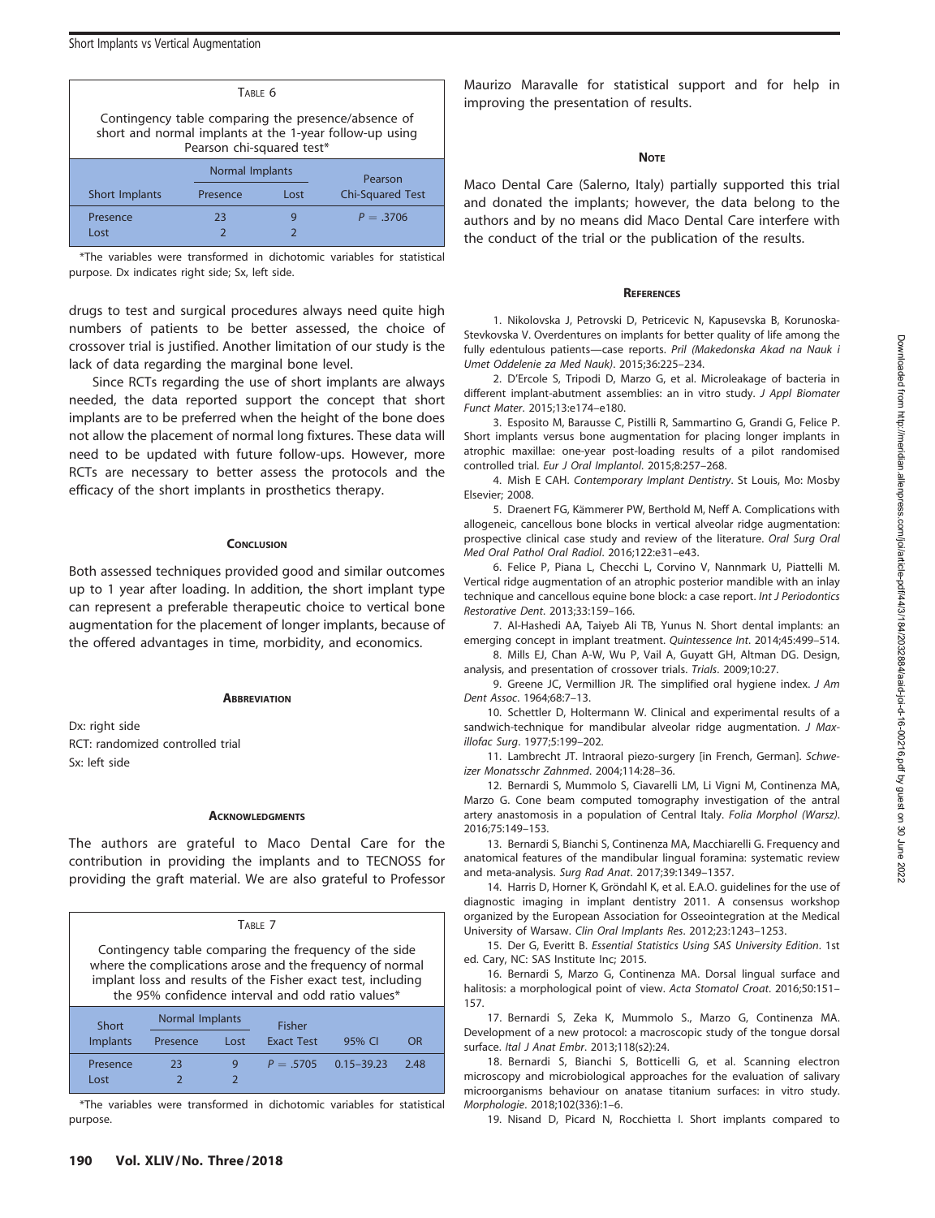Table 6

Contingency table comparing the presence/absence of short and normal implants at the 1-year follow-up using Pearson chi-squared test*

| Short Implants | Normal Implants | | Pearson Chi-Squared Test |
|---|---|---|---|
| | Presence | Lost | |
| Presence | 23 | 9 | $P = .3706$ |
| Lost | 2 | 2 | |

*The variables were transformed in dichotomic variables for statistical purpose. Dx indicates right side; Sx, left side.

drugs to test and surgical procedures always need quite high numbers of patients to be better assessed, the choice of crossover trial is justified. Another limitation of our study is the lack of data regarding the marginal bone level.

Since RCTs regarding the use of short implants are always needed, the data reported support the concept that short implants are to be preferred when the height of the bone does not allow the placement of normal long fixtures. These data will need to be updated with future follow-ups. However, more RCTs are necessary to better assess the protocols and the efficacy of the short implants in prosthetics therapy.

## Conclusion

Both assessed techniques provided good and similar outcomes up to 1 year after loading. In addition, the short implant type can represent a preferable therapeutic choice to vertical bone augmentation for the placement of longer implants, because of the offered advantages in time, morbidity, and economics.

## Abbreviation

Dx: right side
RCT: randomized controlled trial
Sx: left side

## Acknowledgments

The authors are grateful to Maco Dental Care for the contribution in providing the implants and to TECNOSS for providing the graft material. We are also grateful to Professor Maurizo Maravalle for statistical support and for help in improving the presentation of results.

Table 7

Contingency table comparing the frequency of the side where the complications arose and the frequency of normal implant loss and results of the Fisher exact test, including the 95% confidence interval and odd ratio values*

| Short Implants | Normal Implants | | Fisher Exact Test | 95% CI | OR |
|---|---|---|---|---|---|
| | Presence | Lost | | | |
| Presence | 23 | 9 | $P = .5705$ | 0.15–39.23 | 2.48 |
| Lost | 2 | 2 | | | |

*The variables were transformed in dichotomic variables for statistical purpose.

## Note

Maco Dental Care (Salerno, Italy) partially supported this trial and donated the implants; however, the data belong to the authors and by no means did Maco Dental Care interfere with the conduct of the trial or the publication of the results.

## References

1. Nikolovska J, Petrovski D, Petricevic N, Kapusevska B, Korunoska-Stevkovska V. Overdentures on implants for better quality of life among the fully edentulous patients—case reports. *Pril (Makedonska Akad na Nauk i Umet Oddelenie za Med Nauk)*. 2015;36:225–234.

2. D'Ercole S, Tripodi D, Marzo G, et al. Microleakage of bacteria in different implant-abutment assemblies: an in vitro study. *J Appl Biomater Funct Mater*. 2015;13:e174–e180.

3. Esposito M, Barausse C, Pistilli R, Sammartino G, Grandi G, Felice P. Short implants versus bone augmentation for placing longer implants in atrophic maxillae: one-year post-loading results of a pilot randomised controlled trial. *Eur J Oral Implantol*. 2015;8:257–268.

4. Mish E CAH. *Contemporary Implant Dentistry*. St Louis, Mo: Mosby Elsevier; 2008.

5. Draenert FG, Kämmerer PW, Berthold M, Neff A. Complications with allogeneic, cancellous bone blocks in vertical alveolar ridge augmentation: prospective clinical case study and review of the literature. *Oral Surg Oral Med Oral Pathol Oral Radiol*. 2016;122:e31–e43.

6. Felice P, Piana L, Checchi L, Corvino V, Nannmark U, Piattelli M. Vertical ridge augmentation of an atrophic posterior mandible with an inlay technique and cancellous equine bone block: a case report. *Int J Periodontics Restorative Dent*. 2013;33:159–166.

7. Al-Hashedi AA, Taiyeb Ali TB, Yunus N. Short dental implants: an emerging concept in implant treatment. *Quintessence Int*. 2014;45:499–514.

8. Mills EJ, Chan A-W, Wu P, Vail A, Guyatt GH, Altman DG. Design, analysis, and presentation of crossover trials. *Trials*. 2009;10:27.

9. Greene JC, Vermillion JR. The simplified oral hygiene index. *J Am Dent Assoc*. 1964;68:7–13.

10. Schettler D, Holtermann W. Clinical and experimental results of a sandwich-technique for mandibular alveolar ridge augmentation. *J Maxillofac Surg*. 1977;5:199–202.

11. Lambrecht JT. Intraoral piezo-surgery [in French, German]. *Schweizer Monatsschr Zahnmed*. 2004;114:28–36.

12. Bernardi S, Mummolo S, Ciavarelli LM, Li Vigni M, Continenza MA, Marzo G. Cone beam computed tomography investigation of the antral artery anastomosis in a population of Central Italy. *Folia Morphol (Warsz)*. 2016;75:149–153.

13. Bernardi S, Bianchi S, Continenza MA, Macchiarelli G. Frequency and anatomical features of the mandibular lingual foramina: systematic review and meta-analysis. *Surg Rad Anat*. 2017;39:1349–1357.

14. Harris D, Horner K, Gröndahl K, et al. E.A.O. guidelines for the use of diagnostic imaging in implant dentistry 2011. A consensus workshop organized by the European Association for Osseointegration at the Medical University of Warsaw. *Clin Oral Implants Res*. 2012;23:1243–1253.

15. Der G, Everitt B. *Essential Statistics Using SAS University Edition*. 1st ed. Cary, NC: SAS Institute Inc; 2015.

16. Bernardi S, Marzo G, Continenza MA. Dorsal lingual surface and halitosis: a morphological point of view. *Acta Stomatol Croat*. 2016;50:151–157.

17. Bernardi S, Zeka K, Mummolo S., Marzo G, Continenza MA. Development of a new protocol: a macroscopic study of the tongue dorsal surface. *Ital J Anat Embr*. 2013;118(s2):24.

18. Bernardi S, Bianchi S, Botticelli G, et al. Scanning electron microscopy and microbiological approaches for the evaluation of salivary microorganisms behaviour on anatase titanium surfaces: in vitro study. *Morphologie*. 2018;102(336):1–6.

19. Nisand D, Picard N, Rocchietta I. Short implants compared to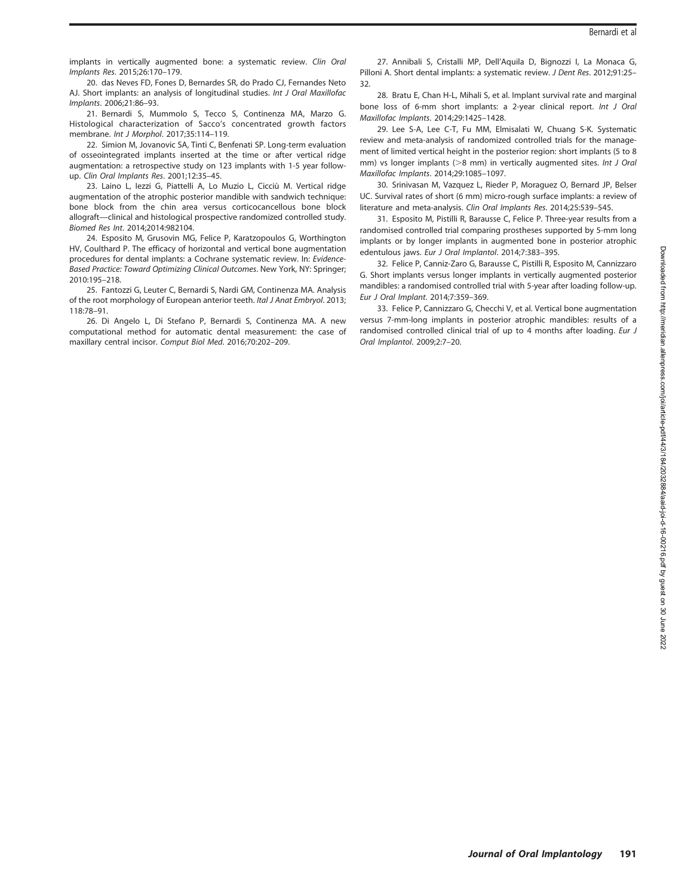implants in vertically augmented bone: a systematic review. *Clin Oral Implants Res*. 2015;26:170–179.

20. das Neves FD, Fones D, Bernardes SR, do Prado CJ, Fernandes Neto AJ. Short implants: an analysis of longitudinal studies. *Int J Oral Maxillofac Implants*. 2006;21:86–93.

21. Bernardi S, Mummolo S, Tecco S, Continenza MA, Marzo G. Histological characterization of Sacco's concentrated growth factors membrane. *Int J Morphol*. 2017;35:114–119.

22. Simion M, Jovanovic SA, Tinti C, Benfenati SP. Long-term evaluation of osseointegrated implants inserted at the time or after vertical ridge augmentation: a retrospective study on 123 implants with 1-5 year follow-up. *Clin Oral Implants Res*. 2001;12:35–45.

23. Laino L, Iezzi G, Piattelli A, Lo Muzio L, Cicciù M. Vertical ridge augmentation of the atrophic posterior mandible with sandwich technique: bone block from the chin area versus corticocancellous bone block allograft—clinical and histological prospective randomized controlled study. *Biomed Res Int*. 2014;2014:982104.

24. Esposito M, Grusovin MG, Felice P, Karatzopoulos G, Worthington HV, Coulthard P. The efficacy of horizontal and vertical bone augmentation procedures for dental implants: a Cochrane systematic review. In: *Evidence-Based Practice: Toward Optimizing Clinical Outcomes*. New York, NY: Springer; 2010:195–218.

25. Fantozzi G, Leuter C, Bernardi S, Nardi GM, Continenza MA. Analysis of the root morphology of European anterior teeth. *Ital J Anat Embryol*. 2013; 118:78–91.

26. Di Angelo L, Di Stefano P, Bernardi S, Continenza MA. A new computational method for automatic dental measurement: the case of maxillary central incisor. *Comput Biol Med*. 2016;70:202–209.

27. Annibali S, Cristalli MP, Dell'Aquila D, Bignozzi I, La Monaca G, Pilloni A. Short dental implants: a systematic review. *J Dent Res*. 2012;91:25–32.

28. Bratu E, Chan H-L, Mihali S, et al. Implant survival rate and marginal bone loss of 6-mm short implants: a 2-year clinical report. *Int J Oral Maxillofac Implants*. 2014;29:1425–1428.

29. Lee S-A, Lee C-T, Fu MM, Elmisalati W, Chuang S-K. Systematic review and meta-analysis of randomized controlled trials for the management of limited vertical height in the posterior region: short implants (5 to 8 mm) vs longer implants (>8 mm) in vertically augmented sites. *Int J Oral Maxillofac Implants*. 2014;29:1085–1097.

30. Srinivasan M, Vazquez L, Rieder P, Moraguez O, Bernard JP, Belser UC. Survival rates of short (6 mm) micro-rough surface implants: a review of literature and meta-analysis. *Clin Oral Implants Res*. 2014;25:539–545.

31. Esposito M, Pistilli R, Barausse C, Felice P. Three-year results from a randomised controlled trial comparing prostheses supported by 5-mm long implants or by longer implants in augmented bone in posterior atrophic edentulous jaws. *Eur J Oral Implantol*. 2014;7:383–395.

32. Felice P, Canniz-Zaro G, Barausse C, Pistilli R, Esposito M, Cannizzaro G. Short implants versus longer implants in vertically augmented posterior mandibles: a randomised controlled trial with 5-year after loading follow-up. *Eur J Oral Implant*. 2014;7:359–369.

33. Felice P, Cannizzaro G, Checchi V, et al. Vertical bone augmentation versus 7-mm-long implants in posterior atrophic mandibles: results of a randomised controlled clinical trial of up to 4 months after loading. *Eur J Oral Implantol*. 2009;2:7–20.